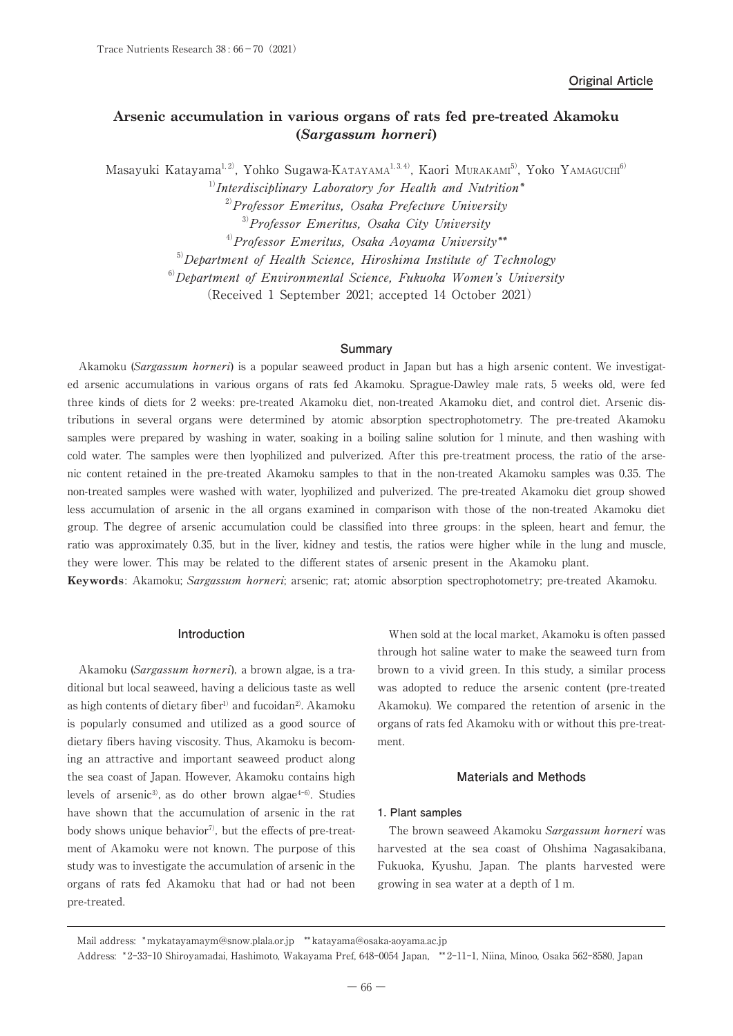**Original Article**

# Arsenic accumulation in various organs of rats fed pre-treated Akamoku (*Sargassum horneri*)

Masayuki Katayama[1,2], Yohko Sugawa-Katayama[1,3,4], Kaori Murakami[5], Yoko Yamaguchi[6]

[1] *Interdisciplinary Laboratory for Health and Nutrition**

[2] *Professor Emeritus, Osaka Prefecture University*

[3] *Professor Emeritus, Osaka City University*

[4] *Professor Emeritus, Osaka Aoyama University***

[5] *Department of Health Science, Hiroshima Institute of Technology*

[6] *Department of Environmental Science, Fukuoka Women's University*

(Received 1 September 2021; accepted 14 October 2021)

## Summary

Akamoku (*Sargassum horneri*) is a popular seaweed product in Japan but has a high arsenic content. We investigated arsenic accumulations in various organs of rats fed Akamoku. Sprague-Dawley male rats, 5 weeks old, were fed three kinds of diets for 2 weeks: pre-treated Akamoku diet, non-treated Akamoku diet, and control diet. Arsenic distributions in several organs were determined by atomic absorption spectrophotometry. The pre-treated Akamoku samples were prepared by washing in water, soaking in a boiling saline solution for 1 minute, and then washing with cold water. The samples were then lyophilized and pulverized. After this pre-treatment process, the ratio of the arsenic content retained in the pre-treated Akamoku samples to that in the non-treated Akamoku samples was 0.35. The non-treated samples were washed with water, lyophilized and pulverized. The pre-treated Akamoku diet group showed less accumulation of arsenic in the all organs examined in comparison with those of the non-treated Akamoku diet group. The degree of arsenic accumulation could be classified into three groups: in the spleen, heart and femur, the ratio was approximately 0.35, but in the liver, kidney and testis, the ratios were higher while in the lung and muscle, they were lower. This may be related to the different states of arsenic present in the Akamoku plant.

**Keywords**: Akamoku; *Sargassum horneri*; arsenic; rat; atomic absorption spectrophotometry; pre-treated Akamoku.

## Introduction

Akamoku (*Sargassum horneri*), a brown algae, is a traditional but local seaweed, having a delicious taste as well as high contents of dietary fiber[1] and fucoidan[2]. Akamoku is popularly consumed and utilized as a good source of dietary fibers having viscosity. Thus, Akamoku is becoming an attractive and important seaweed product along the sea coast of Japan. However, Akamoku contains high levels of arsenic[3], as do other brown algae[4–6]. Studies have shown that the accumulation of arsenic in the rat body shows unique behavior[7], but the effects of pre-treatment of Akamoku were not known. The purpose of this study was to investigate the accumulation of arsenic in the organs of rats fed Akamoku that had or had not been pre-treated.

When sold at the local market, Akamoku is often passed through hot saline water to make the seaweed turn from brown to a vivid green. In this study, a similar process was adopted to reduce the arsenic content (pre-treated Akamoku). We compared the retention of arsenic in the organs of rats fed Akamoku with or without this pre-treatment.

## Materials and Methods

### 1. Plant samples

The brown seaweed Akamoku *Sargassum horneri* was harvested at the sea coast of Ohshima Nagasakibana, Fukuoka, Kyushu, Japan. The plants harvested were growing in sea water at a depth of 1 m.

Mail address: *mykatayamaym@snow.plala.or.jp **katayama@osaka-aoyama.ac.jp

Address: *2-33-10 Shiroyamadai, Hashimoto, Wakayama Pref, 648-0054 Japan, **2-11-1, Niina, Minoo, Osaka 562-8580, Japan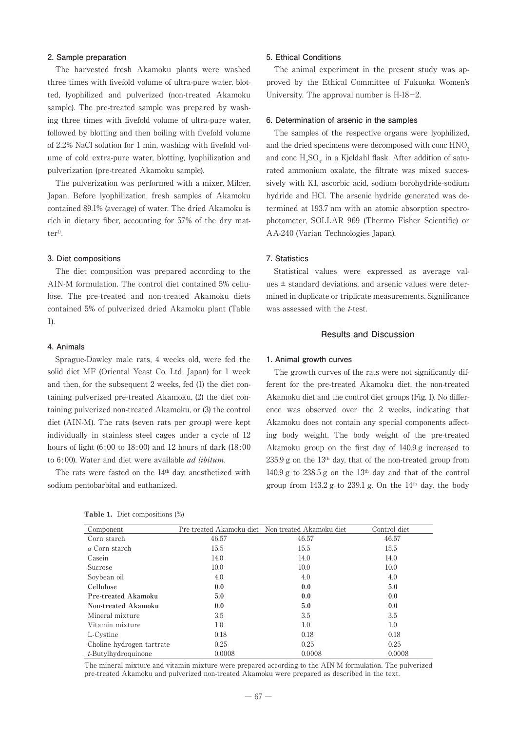### 2. Sample preparation

The harvested fresh Akamoku plants were washed three times with fivefold volume of ultra-pure water, blotted, lyophilized and pulverized (non-treated Akamoku sample). The pre-treated sample was prepared by washing three times with fivefold volume of ultra-pure water, followed by blotting and then boiling with fivefold volume of 2.2% NaCl solution for 1 min, washing with fivefold volume of cold extra-pure water, blotting, lyophilization and pulverization (pre-treated Akamoku sample).

The pulverization was performed with a mixer, Milcer, Japan. Before lyophilization, fresh samples of Akamoku contained 89.1% (average) of water. The dried Akamoku is rich in dietary fiber, accounting for 57% of the dry matter[1].

### 3. Diet compositions

The diet composition was prepared according to the AIN-M formulation. The control diet contained 5% cellulose. The pre-treated and non-treated Akamoku diets contained 5% of pulverized dried Akamoku plant (Table 1).

### 4. Animals

Sprague-Dawley male rats, 4 weeks old, were fed the solid diet MF (Oriental Yeast Co. Ltd. Japan) for 1 week and then, for the subsequent 2 weeks, fed (1) the diet containing pulverized pre-treated Akamoku, (2) the diet containing pulverized non-treated Akamoku, or (3) the control diet (AIN-M). The rats (seven rats per group) were kept individually in stainless steel cages under a cycle of 12 hours of light (6:00 to 18:00) and 12 hours of dark (18:00 to 6:00). Water and diet were available *ad libitum*.

The rats were fasted on the 14th day, anesthetized with sodium pentobarbital and euthanized.

### 5. Ethical Conditions

The animal experiment in the present study was approved by the Ethical Committee of Fukuoka Women's University. The approval number is H-18−2.

### 6. Determination of arsenic in the samples

The samples of the respective organs were lyophilized, and the dried specimens were decomposed with conc $HNO_3$ and conc $H_2SO_4$, in a Kjeldahl flask. After addition of saturated ammonium oxalate, the filtrate was mixed successively with KI, ascorbic acid, sodium borohydride-sodium hydride and HCl. The arsenic hydride generated was determined at 193.7 nm with an atomic absorption spectrophotometer, SOLLAR 969 (Thermo Fisher Scientific) or AA-240 (Varian Technologies Japan).

### 7. Statistics

Statistical values were expressed as average values ± standard deviations, and arsenic values were determined in duplicate or triplicate measurements. Significance was assessed with the *t*-test.

## Results and Discussion

### 1. Animal growth curves

The growth curves of the rats were not significantly different for the pre-treated Akamoku diet, the non-treated Akamoku diet and the control diet groups (Fig. 1). No difference was observed over the 2 weeks, indicating that Akamoku does not contain any special components affecting body weight. The body weight of the pre-treated Akamoku group on the first day of 140.9 g increased to 235.9 g on the 13th day, that of the non-treated group from 140.9 g to 238.5 g on the 13th day and that of the control group from 143.2 g to 239.1 g. On the 14th day, the body

**Table 1.** Diet compositions (%)

| Component | Pre-treated Akamoku diet | Non-treated Akamoku diet | Control diet |
|---|---|---|---|
| Corn starch | 46.57 | 46.57 | 46.57 |
| α-Corn starch | 15.5 | 15.5 | 15.5 |
| Casein | 14.0 | 14.0 | 14.0 |
| Sucrose | 10.0 | 10.0 | 10.0 |
| Soybean oil | 4.0 | 4.0 | 4.0 |
| **Cellulose** | **0.0** | **0.0** | **5.0** |
| **Pre-treated Akamoku** | **5.0** | **0.0** | **0.0** |
| **Non-treated Akamoku** | **0.0** | **5.0** | **0.0** |
| Mineral mixture | 3.5 | 3.5 | 3.5 |
| Vitamin mixture | 1.0 | 1.0 | 1.0 |
| L-Cystine | 0.18 | 0.18 | 0.18 |
| Choline hydrogen tartrate | 0.25 | 0.25 | 0.25 |
| *t*-Butylhydroquinone | 0.0008 | 0.0008 | 0.0008 |

The mineral mixture and vitamin mixture were prepared according to the AIN-M formulation. The pulverized pre-treated Akamoku and pulverized non-treated Akamoku were prepared as described in the text.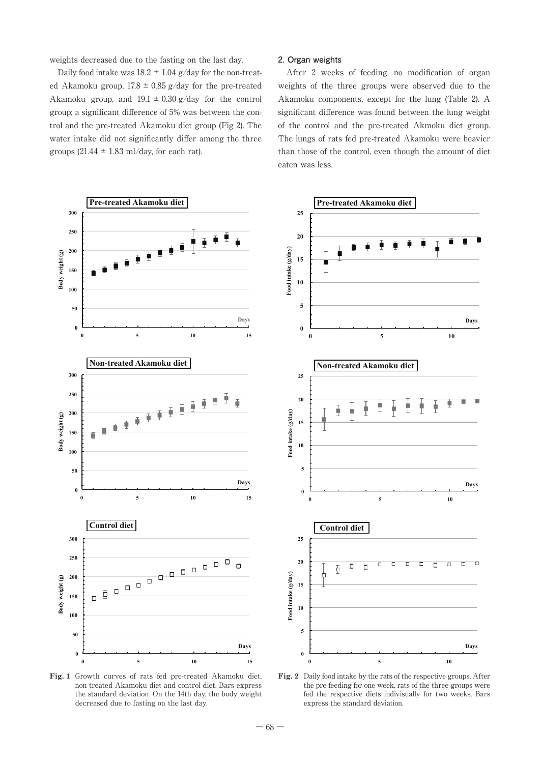weights decreased due to the fasting on the last day.

Daily food intake was 18.2 ± 1.04 g/day for the non-treated Akamoku group, 17.8 ± 0.85 g/day for the pre-treated Akamoku group, and 19.1 ± 0.30 g/day for the control group; a significant difference of 5% was between the control and the pre-treated Akamoku diet group (Fig 2). The water intake did not significantly differ among the three groups (21.44 ± 1.83 ml/day, for each rat).

## 2. Organ weights

After 2 weeks of feeding, no modification of organ weights of the three groups were observed due to the Akamoku components, except for the lung (Table 2). A significant difference was found between the lung weight of the control and the pre-treated Akmoku diet group. The lungs of rats fed pre-treated Akamoku were heavier than those of the control, even though the amount of diet eaten was less.

**Fig. 1** Growth curves of rats fed pre-treated Akamoku diet, non-treated Akamoku diet and control diet. Bars express the standard deviation. On the 14th day, the body weight decreased due to fasting on the last day.

**Fig. 2** Daily food intake by the rats of the respective groups. After the pre-feeding for one week, rats of the three groups were fed the respective diets indisvidually for two weeks. Bars express the standard deviation.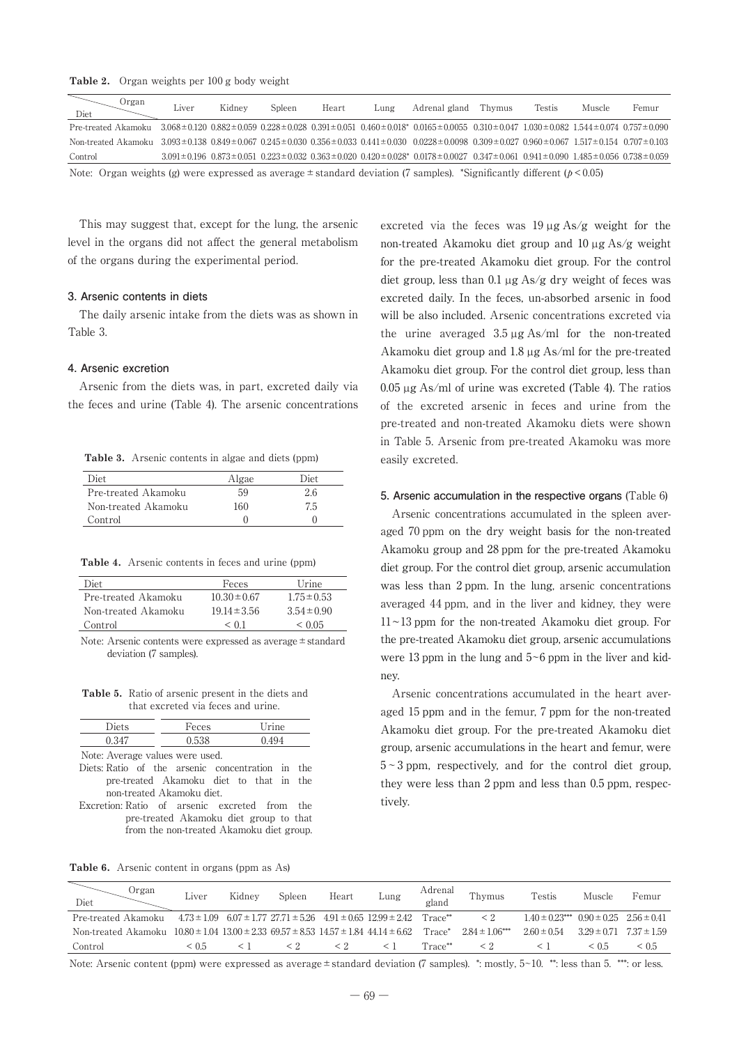**Table 2.** Organ weights per 100 g body weight

| Diet \ Organ | Liver | Kidney | Spleen | Heart | Lung | Adrenal gland | Thymus | Testis | Muscle | Femur |
|---|---|---|---|---|---|---|---|---|---|---|
| Pre-treated Akamoku | 3.068±0.120 | 0.882±0.059 | 0.228±0.028 | 0.391±0.051 | 0.460±0.018* | 0.0165±0.0055 | 0.310±0.047 | 1.030±0.082 | 1.544±0.074 | 0.757±0.090 |
| Non-treated Akamoku | 3.093±0.138 | 0.849±0.067 | 0.245±0.030 | 0.356±0.033 | 0.441±0.030 | 0.0228±0.0098 | 0.309±0.027 | 0.960±0.067 | 1.517±0.154 | 0.707±0.103 |
| Control | 3.091±0.196 | 0.873±0.051 | 0.223±0.032 | 0.363±0.020 | 0.420±0.028* | 0.0178±0.0027 | 0.347±0.061 | 0.941±0.090 | 1.485±0.056 | 0.738±0.059 |

Note: Organ weights (g) were expressed as average ± standard deviation (7 samples). *Significantly different ($p < 0.05$)

This may suggest that, except for the lung, the arsenic level in the organs did not affect the general metabolism of the organs during the experimental period.

### 3. Arsenic contents in diets

The daily arsenic intake from the diets was as shown in Table 3.

### 4. Arsenic excretion

Arsenic from the diets was, in part, excreted daily via the feces and urine (Table 4). The arsenic concentrations excreted via the feces was 19 μg As/g weight for the non-treated Akamoku diet group and 10 μg As/g weight for the pre-treated Akamoku diet group. For the control diet group, less than 0.1 μg As/g dry weight of feces was excreted daily. In the feces, un-absorbed arsenic in food will be also included. Arsenic concentrations excreted via the urine averaged 3.5 μg As/ml for the non-treated Akamoku diet group and 1.8 μg As/ml for the pre-treated Akamoku diet group. For the control diet group, less than 0.05 μg As/ml of urine was excreted (Table 4). The ratios of the excreted arsenic in feces and urine from the pre-treated and non-treated Akamoku diets were shown in Table 5. Arsenic from pre-treated Akamoku was more easily excreted.

**Table 3.** Arsenic contents in algae and diets (ppm)

| Diet | Algae | Diet |
|---|---|---|
| Pre-treated Akamoku | 59 | 2.6 |
| Non-treated Akamoku | 160 | 7.5 |
| Control | 0 | 0 |

**Table 4.** Arsenic contents in feces and urine (ppm)

| Diet | Feces | Urine |
|---|---|---|
| Pre-treated Akamoku | 10.30±0.67 | 1.75±0.53 |
| Non-treated Akamoku | 19.14±3.56 | 3.54±0.90 |
| Control | < 0.1 | < 0.05 |

Note: Arsenic contents were expressed as average ± standard deviation (7 samples).

**Table 5.** Ratio of arsenic present in the diets and that excreted via feces and urine.

| Diets | Feces | Urine |
|---|---|---|
| 0.347 | 0.538 | 0.494 |

Note: Average values were used.
Diets: Ratio of the arsenic concentration in the pre-treated Akamoku diet to that in the non-treated Akamoku diet.
Excretion: Ratio of arsenic excreted from the pre-treated Akamoku diet group to that from the non-treated Akamoku diet group.

### 5. Arsenic accumulation in the respective organs (Table 6)

Arsenic concentrations accumulated in the spleen averaged 70 ppm on the dry weight basis for the non-treated Akamoku group and 28 ppm for the pre-treated Akamoku diet group. For the control diet group, arsenic accumulation was less than 2 ppm. In the lung, arsenic concentrations averaged 44 ppm, and in the liver and kidney, they were 11~13 ppm for the non-treated Akamoku diet group. For the pre-treated Akamoku diet group, arsenic accumulations were 13 ppm in the lung and 5~6 ppm in the liver and kidney.

Arsenic concentrations accumulated in the heart averaged 15 ppm and in the femur, 7 ppm for the non-treated Akamoku diet group. For the pre-treated Akamoku diet group, arsenic accumulations in the heart and femur, were 5 ~ 3 ppm, respectively, and for the control diet group, they were less than 2 ppm and less than 0.5 ppm, respectively.

**Table 6.** Arsenic content in organs (ppm as As)

| Diet \ Organ | Liver | Kidney | Spleen | Heart | Lung | Adrenal gland | Thymus | Testis | Muscle | Femur |
|---|---|---|---|---|---|---|---|---|---|---|
| Pre-treated Akamoku | 4.73±1.09 | 6.07±1.77 | 27.71±5.26 | 4.91±0.65 | 12.99±2.42 | Trace** | < 2 | 1.40±0.23*** | 0.90±0.25 | 2.56±0.41 |
| Non-treated Akamoku | 10.80±1.04 | 13.00±2.33 | 69.57±8.53 | 14.57±1.84 | 44.14±6.62 | Trace* | 2.84±1.06*** | 2.60±0.54 | 3.29±0.71 | 7.37±1.59 |
| Control | < 0.5 | < 1 | < 2 | < 2 | < 1 | Trace** | < 2 | < 1 | < 0.5 | < 0.5 |

Note: Arsenic content (ppm) were expressed as average ± standard deviation (7 samples). *: mostly, 5~10. **: less than 5. ***: or less.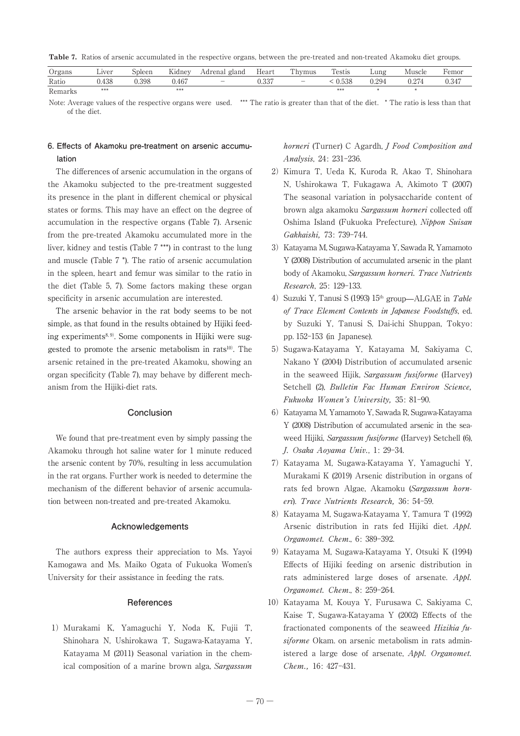**Table 7.** Ratios of arsenic accumulated in the respective organs, between the pre-treated and non-treated Akamoku diet groups.

| Organs | Liver | Spleen | Kidney | Adrenal gland | Heart | Thymus | Testis | Lung | Muscle | Femor |
|---|---|---|---|---|---|---|---|---|---|---|
| Ratio | 0.438 | 0.398 | 0.467 | – | 0.337 | – | < 0.538 | 0.294 | 0.274 | 0.347 |
| Remarks | *** | | *** | | | | *** | * | * | |

Note: Average values of the respective organs were used. *** The ratio is greater than that of the diet. * The ratio is less than that of the diet.

### 6. Effects of Akamoku pre-treatment on arsenic accumulation

The differences of arsenic accumulation in the organs of the Akamoku subjected to the pre-treatment suggested its presence in the plant in different chemical or physical states or forms. This may have an effect on the degree of accumulation in the respective organs (Table 7). Arsenic from the pre-treated Akamoku accumulated more in the liver, kidney and testis (Table 7 ***) in contrast to the lung and muscle (Table 7 *). The ratio of arsenic accumulation in the spleen, heart and femur was similar to the ratio in the diet (Table 5, 7). Some factors making these organ specificity in arsenic accumulation are interested.

The arsenic behavior in the rat body seems to be not simple, as that found in the results obtained by Hijiki feeding experiments[8, 9]. Some components in Hijiki were suggested to promote the arsenic metabolism in rats[10]. The arsenic retained in the pre-treated Akamoku, showing an organ specificity (Table 7), may behave by different mechanism from the Hijiki-diet rats.

## Conclusion

We found that pre-treatment even by simply passing the Akamoku through hot saline water for 1 minute reduced the arsenic content by 70%, resulting in less accumulation in the rat organs. Further work is needed to determine the mechanism of the different behavior of arsenic accumulation between non-treated and pre-treated Akamoku.

## Acknowledgements

The authors express their appreciation to Ms. Yayoi Kamogawa and Ms. Maiko Ogata of Fukuoka Women's University for their assistance in feeding the rats.

## References

1) Murakami K, Yamaguchi Y, Noda K, Fujii T, Shinohara N, Ushirokawa T, Sugawa-Katayama Y, Katayama M (2011) Seasonal variation in the chemical composition of a marine brown alga, *Sargassum horneri* (Turner) C Agardh, *J Food Composition and Analysis*, 24: 231–236.

2) Kimura T, Ueda K, Kuroda R, Akao T, Shinohara N, Ushirokawa T, Fukagawa A, Akimoto T (2007) The seasonal variation in polysaccharide content of brown alga akamoku *Sargassum horneri* collected off Oshima Island (Fukuoka Prefecture), *Nippon Suisan Gakkaishi,* 73: 739–744.

3) Katayama M, Sugawa-Katayama Y, Sawada R, Yamamoto Y (2008) Distribution of accumulated arsenic in the plant body of Akamoku, *Sargassum horneri. Trace Nutrients Research*, 25: 129–133.

4) Suzuki Y, Tanusi S (1993) 15th group—ALGAE in *Table of Trace Element Contents in Japanese Foodstuffs*, ed. by Suzuki Y, Tanusi S, Dai-ichi Shuppan, Tokyo: pp. 152–153 (in Japanese).

5) Sugawa-Katayama Y, Katayama M, Sakiyama C, Nakano Y (2004) Distribution of accumulated arsenic in the seaweed Hijik, *Sargassum fusiforme* (Harvey) Setchell (2), *Bulletin Fac Human Environ Science, Fukuoka Women's University,* 35: 81–90.

6) Katayama M, Yamamoto Y, Sawada R, Sugawa-Katayama Y (2008) Distribution of accumulated arsenic in the seaweed Hijiki, *Sargassum fusiforme* (Harvey) Setchell (6), *J. Osaka Aoyama Univ.*, 1: 29–34.

7) Katayama M, Sugawa-Katayama Y, Yamaguchi Y, Murakami K (2019) Arsenic distribution in organs of rats fed brown Algae, Akamoku (*Sargassum horneri*). *Trace Nutrients Research,* 36: 54–59.

8) Katayama M, Sugawa-Katayama Y, Tamura T (1992) Arsenic distribution in rats fed Hijiki diet. *Appl. Organomet. Chem.*, 6: 389–392.

9) Katayama M, Sugawa-Katayama Y, Otsuki K (1994) Effects of Hijiki feeding on arsenic distribution in rats administered large doses of arsenate. *Appl. Organomet. Chem.*, 8: 259–264.

10) Katayama M, Kouya Y, Furusawa C, Sakiyama C, Kaise T, Sugawa-Katayama Y (2002) Effects of the fractionated components of the seaweed *Hizikia fusiforme* Okam. on arsenic metabolism in rats administered a large dose of arsenate, *Appl. Organomet. Chem.,* 16: 427–431.